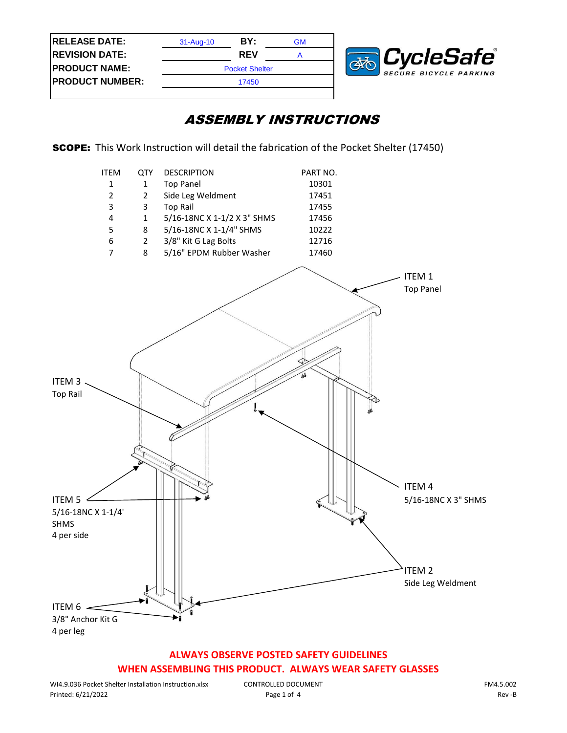| RELEASE DATE: | 31-Aug-10 | BY: | GM |
|---|---|---|---|
| REVISION DATE: | | REV | A |
| PRODUCT NAME: | Pocket Shelter | | |
| PRODUCT NUMBER: | 17450 | | |

CycleSafe®
SECURE BICYCLE PARKING

# ASSEMBLY INSTRUCTIONS

**SCOPE:** This Work Instruction will detail the fabrication of the Pocket Shelter (17450)

| ITEM | QTY | DESCRIPTION | PART NO. |
|---|---|---|---|
| 1 | 1 | Top Panel | 10301 |
| 2 | 2 | Side Leg Weldment | 17451 |
| 3 | 3 | Top Rail | 17455 |
| 4 | 1 | 5/16-18NC X 1-1/2 X 3" SHMS | 17456 |
| 5 | 8 | 5/16-18NC X 1-1/4" SHMS | 10222 |
| 6 | 2 | 3/8" Kit G Lag Bolts | 12716 |
| 7 | 8 | 5/16" EPDM Rubber Washer | 17460 |

ITEM 1
Top Panel

ITEM 3
Top Rail

ITEM 4
5/16-18NC X 3" SHMS

ITEM 5
5/16-18NC X 1-1/4'
SHMS
4 per side

ITEM 2
Side Leg Weldment

ITEM 6
3/8" Anchor Kit G
4 per leg

**ALWAYS OBSERVE POSTED SAFETY GUIDELINES**
**WHEN ASSEMBLING THIS PRODUCT. ALWAYS WEAR SAFETY GLASSES**

WI4.9.036 Pocket Shelter Installation Instruction.xlsx
Printed: 6/21/2022
CONTROLLED DOCUMENT
FM4.5.002
Rev -B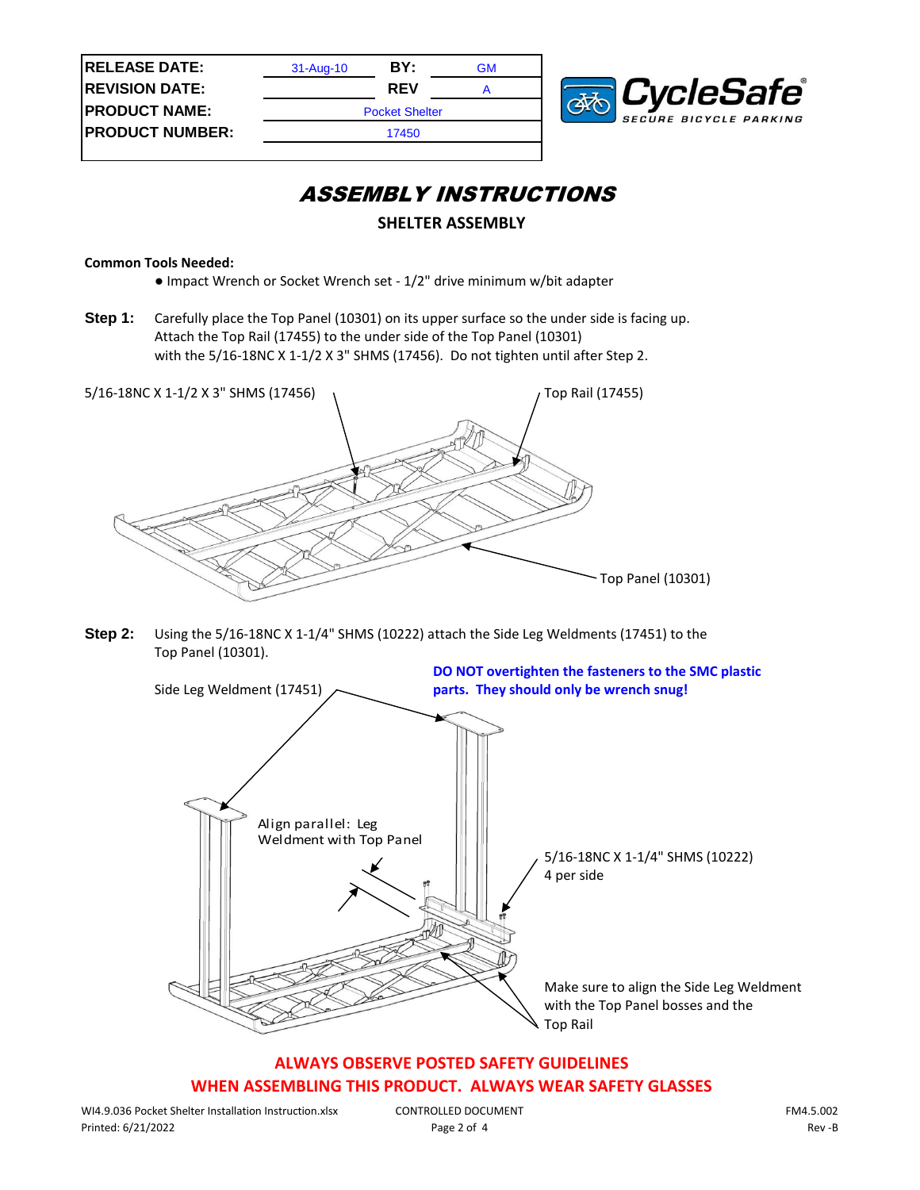| RELEASE DATE: | 31-Aug-10 | BY: | GM |
| --- | --- | --- | --- |
| REVISION DATE: | | REV | A |
| PRODUCT NAME: | Pocket Shelter | | |
| PRODUCT NUMBER: | 17450 | | |

CycleSafe® SECURE BICYCLE PARKING

# *ASSEMBLY INSTRUCTIONS*

## SHELTER ASSEMBLY

**Common Tools Needed:**

- Impact Wrench or Socket Wrench set - 1/2" drive minimum w/bit adapter

**Step 1:** Carefully place the Top Panel (10301) on its upper surface so the under side is facing up. Attach the Top Rail (17455) to the under side of the Top Panel (10301) with the 5/16-18NC X 1-1/2 X 3" SHMS (17456). Do not tighten until after Step 2.

5/16-18NC X 1-1/2 X 3" SHMS (17456)

Top Rail (17455)

Top Panel (10301)

**Step 2:** Using the 5/16-18NC X 1-1/4" SHMS (10222) attach the Side Leg Weldments (17451) to the Top Panel (10301).

**DO NOT overtighten the fasteners to the SMC plastic parts. They should only be wrench snug!**

Side Leg Weldment (17451)

Align parallel: Leg Weldment with Top Panel

5/16-18NC X 1-1/4" SHMS (10222)
4 per side

Make sure to align the Side Leg Weldment with the Top Panel bosses and the Top Rail

**ALWAYS OBSERVE POSTED SAFETY GUIDELINES WHEN ASSEMBLING THIS PRODUCT. ALWAYS WEAR SAFETY GLASSES**

WI4.9.036 Pocket Shelter Installation Instruction.xlsx
Printed: 6/21/2022

CONTROLLED DOCUMENT

FM4.5.002
Rev -B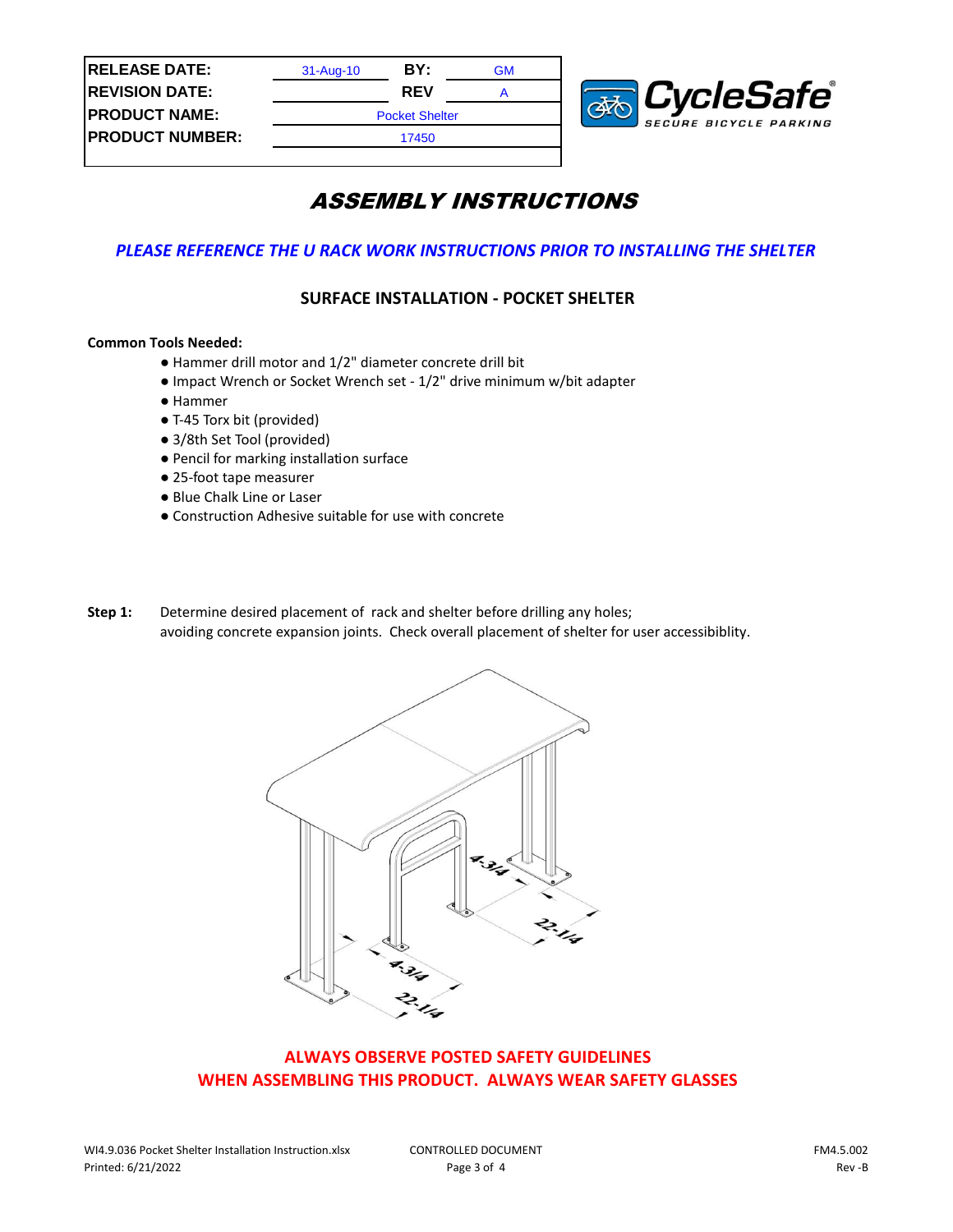| RELEASE DATE: | 31-Aug-10 | BY: | GM |
| --- | --- | --- | --- |
| REVISION DATE: | | REV | A |
| PRODUCT NAME: | Pocket Shelter | | |
| PRODUCT NUMBER: | 17450 | | |

CycleSafe®
SECURE BICYCLE PARKING

# ASSEMBLY INSTRUCTIONS

*PLEASE REFERENCE THE U RACK WORK INSTRUCTIONS PRIOR TO INSTALLING THE SHELTER*

## SURFACE INSTALLATION - POCKET SHELTER

**Common Tools Needed:**

- Hammer drill motor and 1/2" diameter concrete drill bit
- Impact Wrench or Socket Wrench set - 1/2" drive minimum w/bit adapter
- Hammer
- T-45 Torx bit (provided)
- 3/8th Set Tool (provided)
- Pencil for marking installation surface
- 25-foot tape measurer
- Blue Chalk Line or Laser
- Construction Adhesive suitable for use with concrete

**Step 1:** Determine desired placement of rack and shelter before drilling any holes; avoiding concrete expansion joints. Check overall placement of shelter for user accessibiblity.

4-3/4
22-1/4
4-3/4
22-1/4

**ALWAYS OBSERVE POSTED SAFETY GUIDELINES WHEN ASSEMBLING THIS PRODUCT. ALWAYS WEAR SAFETY GLASSES**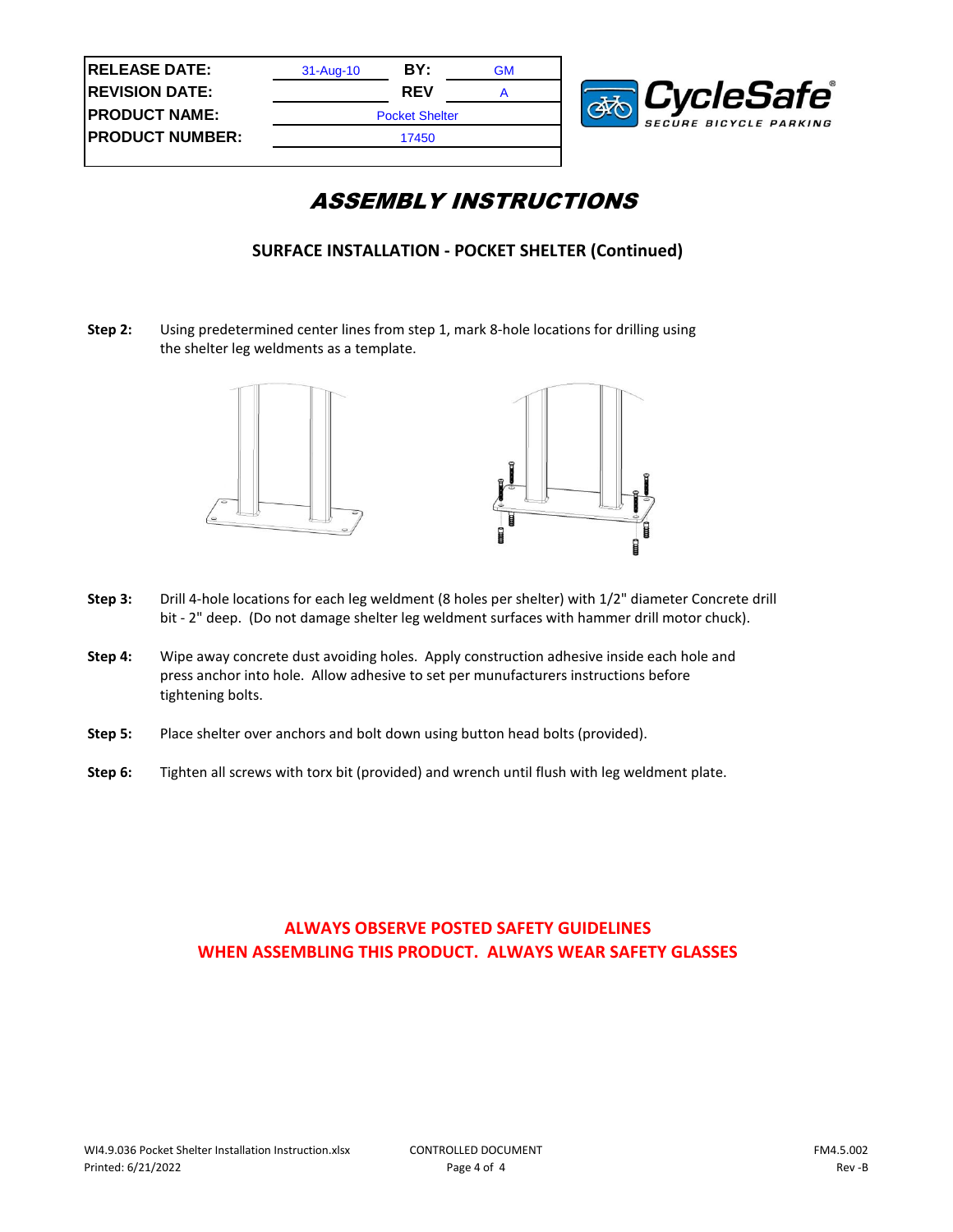| | | | |
|---|---|---|---|
| **RELEASE DATE:** | 31-Aug-10 | **BY:** | GM |
| **REVISION DATE:** | | **REV** | A |
| **PRODUCT NAME:** | Pocket Shelter | | |
| **PRODUCT NUMBER:** | 17450 | | |

CycleSafe®
SECURE BICYCLE PARKING

# *ASSEMBLY INSTRUCTIONS*

## SURFACE INSTALLATION - POCKET SHELTER (Continued)

**Step 2:** Using predetermined center lines from step 1, mark 8-hole locations for drilling using the shelter leg weldments as a template.

**Step 3:** Drill 4-hole locations for each leg weldment (8 holes per shelter) with 1/2" diameter Concrete drill bit - 2" deep. (Do not damage shelter leg weldment surfaces with hammer drill motor chuck).

**Step 4:** Wipe away concrete dust avoiding holes. Apply construction adhesive inside each hole and press anchor into hole. Allow adhesive to set per munufacturers instructions before tightening bolts.

**Step 5:** Place shelter over anchors and bolt down using button head bolts (provided).

**Step 6:** Tighten all screws with torx bit (provided) and wrench until flush with leg weldment plate.

**ALWAYS OBSERVE POSTED SAFETY GUIDELINES WHEN ASSEMBLING THIS PRODUCT. ALWAYS WEAR SAFETY GLASSES**

WI4.9.036 Pocket Shelter Installation Instruction.xlsx
Printed: 6/21/2022

CONTROLLED DOCUMENT

FM4.5.002
Rev -B